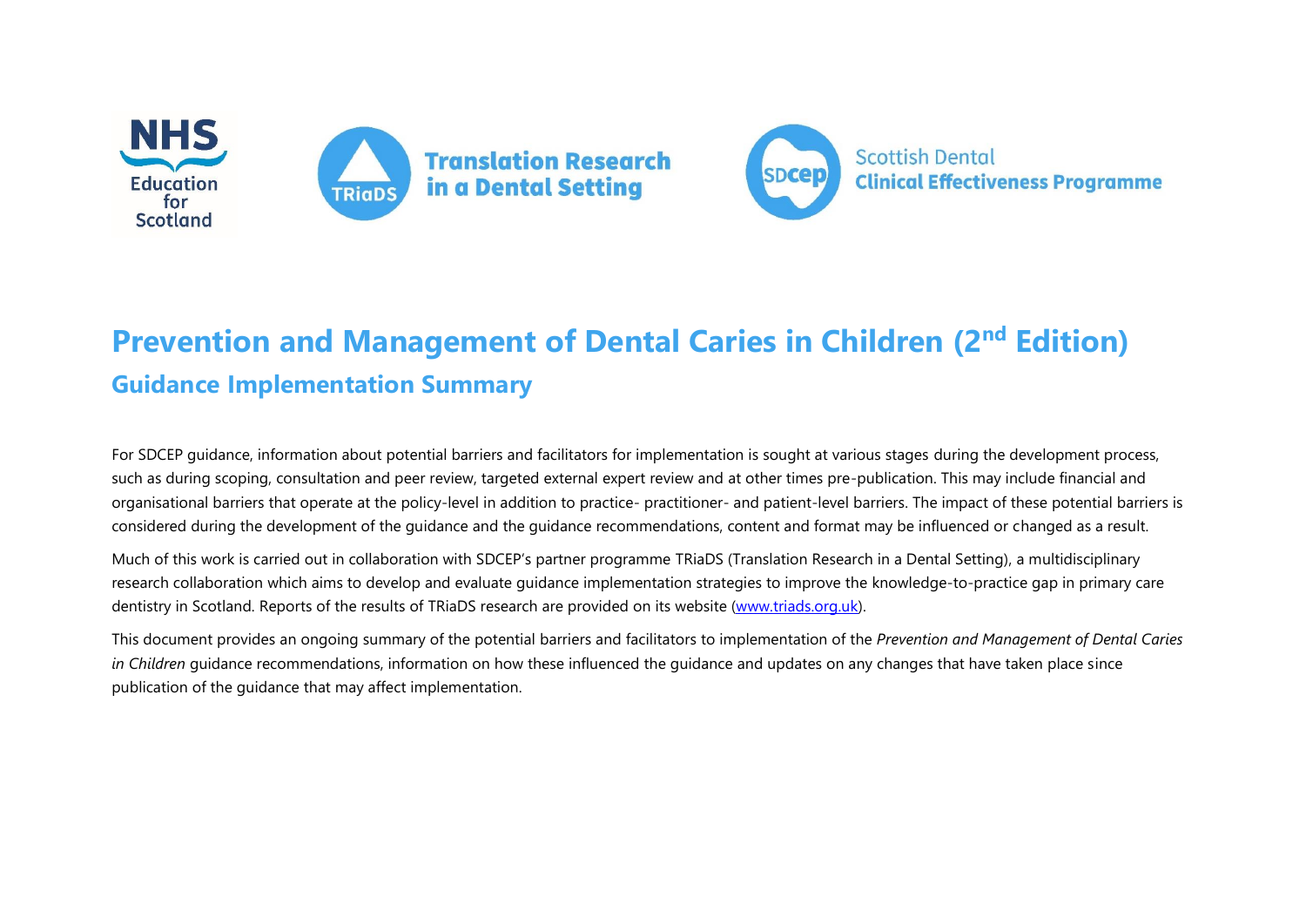NHS Education for Scotland

Translation Research in a Dental Setting

Scottish Dental Clinical Effectiveness Programme

# Prevention and Management of Dental Caries in Children (2nd Edition)

## Guidance Implementation Summary

For SDCEP guidance, information about potential barriers and facilitators for implementation is sought at various stages during the development process, such as during scoping, consultation and peer review, targeted external expert review and at other times pre-publication. This may include financial and organisational barriers that operate at the policy-level in addition to practice- practitioner- and patient-level barriers. The impact of these potential barriers is considered during the development of the guidance and the guidance recommendations, content and format may be influenced or changed as a result.

Much of this work is carried out in collaboration with SDCEP's partner programme TRiaDS (Translation Research in a Dental Setting), a multidisciplinary research collaboration which aims to develop and evaluate guidance implementation strategies to improve the knowledge-to-practice gap in primary care dentistry in Scotland. Reports of the results of TRiaDS research are provided on its website (www.triads.org.uk).

This document provides an ongoing summary of the potential barriers and facilitators to implementation of the *Prevention and Management of Dental Caries in Children* guidance recommendations, information on how these influenced the guidance and updates on any changes that have taken place since publication of the guidance that may affect implementation.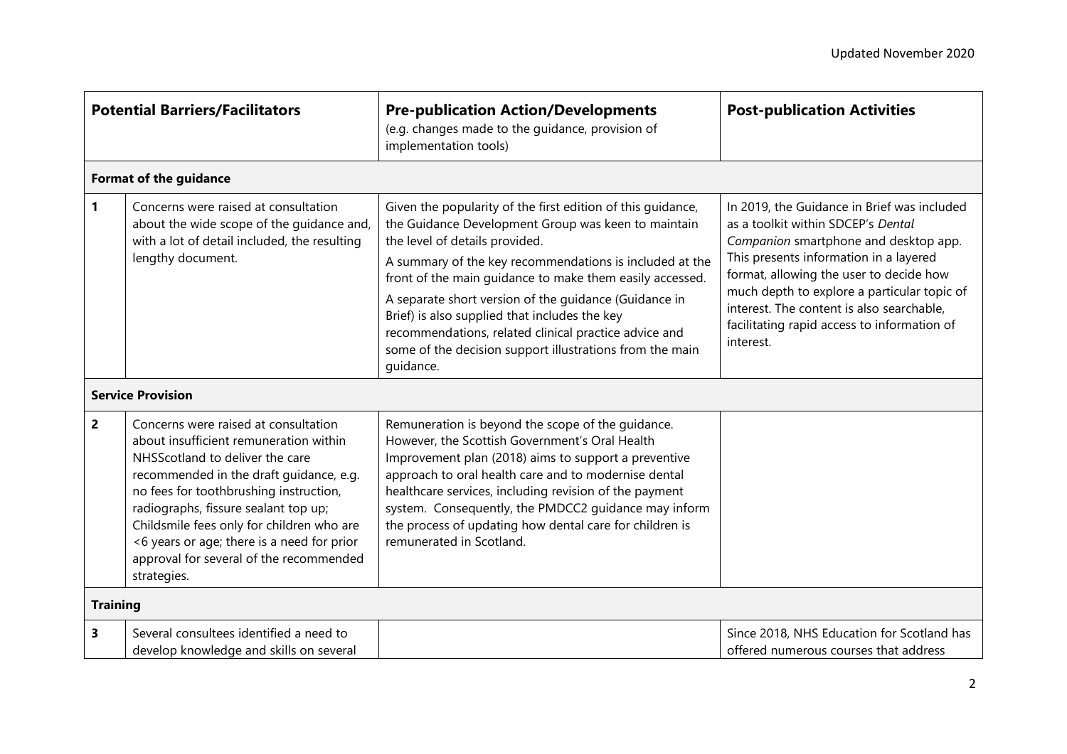| Potential Barriers/Facilitators | | Pre-publication Action/Developments (e.g. changes made to the guidance, provision of implementation tools) | Post-publication Activities |
|---|---|---|---|
| **Format of the guidance** | | | |
| **1** | Concerns were raised at consultation about the wide scope of the guidance and, with a lot of detail included, the resulting lengthy document. | Given the popularity of the first edition of this guidance, the Guidance Development Group was keen to maintain the level of details provided.<br><br>A summary of the key recommendations is included at the front of the main guidance to make them easily accessed.<br><br>A separate short version of the guidance (Guidance in Brief) is also supplied that includes the key recommendations, related clinical practice advice and some of the decision support illustrations from the main guidance. | In 2019, the Guidance in Brief was included as a toolkit within SDCEP's *Dental Companion* smartphone and desktop app. This presents information in a layered format, allowing the user to decide how much depth to explore a particular topic of interest. The content is also searchable, facilitating rapid access to information of interest. |
| **Service Provision** | | | |
| **2** | Concerns were raised at consultation about insufficient remuneration within NHSScotland to deliver the care recommended in the draft guidance, e.g. no fees for toothbrushing instruction, radiographs, fissure sealant top up; Childsmile fees only for children who are <6 years or age; there is a need for prior approval for several of the recommended strategies. | Remuneration is beyond the scope of the guidance. However, the Scottish Government's Oral Health Improvement plan (2018) aims to support a preventive approach to oral health care and to modernise dental healthcare services, including revision of the payment system. Consequently, the PMDCC2 guidance may inform the process of updating how dental care for children is remunerated in Scotland. | |
| **Training** | | | |
| **3** | Several consultees identified a need to develop knowledge and skills on several | | Since 2018, NHS Education for Scotland has offered numerous courses that address |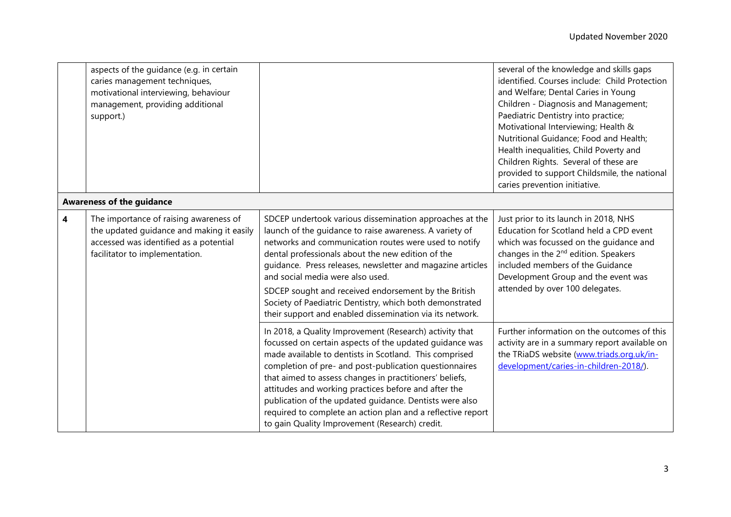| | | | |
|---|---|---|---|
| | aspects of the guidance (e.g. in certain caries management techniques, motivational interviewing, behaviour management, providing additional support.) | | several of the knowledge and skills gaps identified. Courses include: Child Protection and Welfare; Dental Caries in Young Children - Diagnosis and Management; Paediatric Dentistry into practice; Motivational Interviewing; Health & Nutritional Guidance; Food and Health; Health inequalities, Child Poverty and Children Rights. Several of these are provided to support Childsmile, the national caries prevention initiative. |
| **Awareness of the guidance** | | | |
| **4** | The importance of raising awareness of the updated guidance and making it easily accessed was identified as a potential facilitator to implementation. | SDCEP undertook various dissemination approaches at the launch of the guidance to raise awareness. A variety of networks and communication routes were used to notify dental professionals about the new edition of the guidance. Press releases, newsletter and magazine articles and social media were also used.<br><br>SDCEP sought and received endorsement by the British Society of Paediatric Dentistry, which both demonstrated their support and enabled dissemination via its network. | Just prior to its launch in 2018, NHS Education for Scotland held a CPD event which was focussed on the guidance and changes in the 2nd edition. Speakers included members of the Guidance Development Group and the event was attended by over 100 delegates. |
| | | In 2018, a Quality Improvement (Research) activity that focussed on certain aspects of the updated guidance was made available to dentists in Scotland. This comprised completion of pre- and post-publication questionnaires that aimed to assess changes in practitioners' beliefs, attitudes and working practices before and after the publication of the updated guidance. Dentists were also required to complete an action plan and a reflective report to gain Quality Improvement (Research) credit. | Further information on the outcomes of this activity are in a summary report available on the TRiaDS website (www.triads.org.uk/in-development/caries-in-children-2018/). |